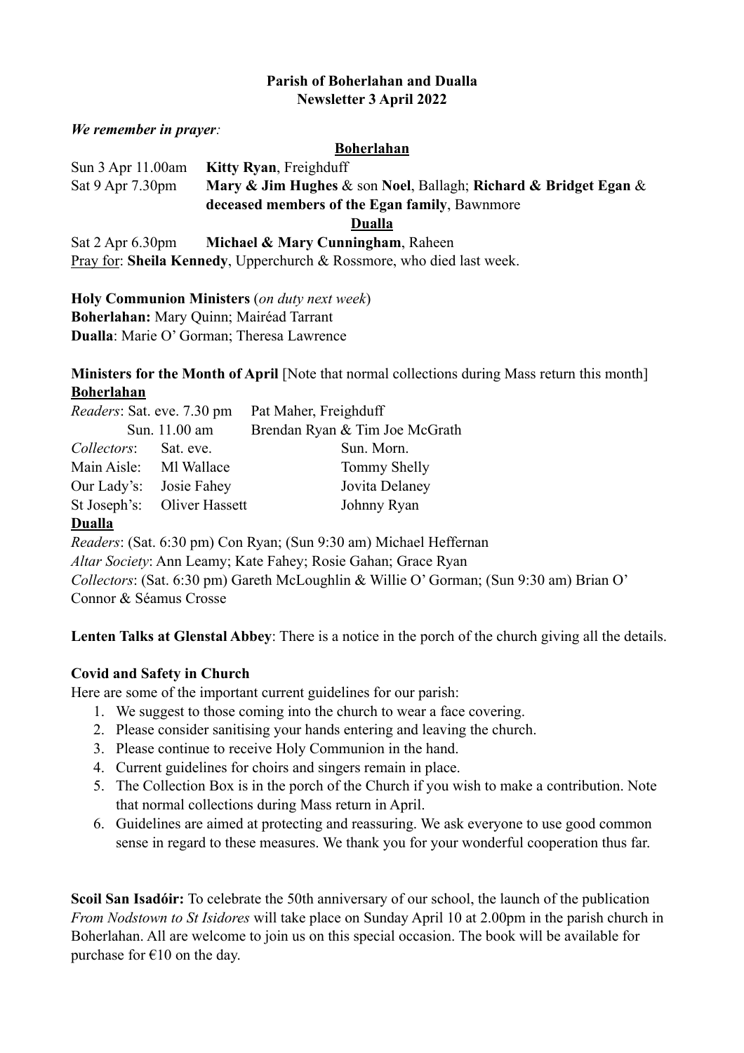**Parish of Boherlahan and Dualla**
**Newsletter 3 April 2022**

***We remember in prayer:***

**Boherlahan**

Sun 3 Apr 11.00am **Kitty Ryan**, Freighduff
Sat 9 Apr 7.30pm **Mary & Jim Hughes** & son **Noel**, Ballagh; **Richard & Bridget Egan** & **deceased members of the Egan family**, Bawnmore

**Dualla**

Sat 2 Apr 6.30pm **Michael & Mary Cunningham**, Raheen
Pray for: **Sheila Kennedy**, Upperchurch & Rossmore, who died last week.

**Holy Communion Ministers** (*on duty next week*)
**Boherlahan:** Mary Quinn; Mairéad Tarrant
**Dualla**: Marie O' Gorman; Theresa Lawrence

**Ministers for the Month of April** [Note that normal collections during Mass return this month]

**Boherlahan**

*Readers*: Sat. eve. 7.30 pm Pat Maher, Freighduff
Sun. 11.00 am Brendan Ryan & Tim Joe McGrath

| *Collectors*: | Sat. eve. | Sun. Morn. |
|---|---|---|
| Main Aisle: | Ml Wallace | Tommy Shelly |
| Our Lady's: | Josie Fahey | Jovita Delaney |
| St Joseph's: | Oliver Hassett | Johnny Ryan |

**Dualla**

*Readers*: (Sat. 6:30 pm) Con Ryan; (Sun 9:30 am) Michael Heffernan
*Altar Society*: Ann Leamy; Kate Fahey; Rosie Gahan; Grace Ryan
*Collectors*: (Sat. 6:30 pm) Gareth McLoughlin & Willie O' Gorman; (Sun 9:30 am) Brian O' Connor & Séamus Crosse

**Lenten Talks at Glenstal Abbey**: There is a notice in the porch of the church giving all the details.

**Covid and Safety in Church**

Here are some of the important current guidelines for our parish:

1. We suggest to those coming into the church to wear a face covering.
2. Please consider sanitising your hands entering and leaving the church.
3. Please continue to receive Holy Communion in the hand.
4. Current guidelines for choirs and singers remain in place.
5. The Collection Box is in the porch of the Church if you wish to make a contribution. Note that normal collections during Mass return in April.
6. Guidelines are aimed at protecting and reassuring. We ask everyone to use good common sense in regard to these measures. We thank you for your wonderful cooperation thus far.

**Scoil San Isadóir:** To celebrate the 50th anniversary of our school, the launch of the publication *From Nodstown to St Isidores* will take place on Sunday April 10 at 2.00pm in the parish church in Boherlahan. All are welcome to join us on this special occasion. The book will be available for purchase for €10 on the day.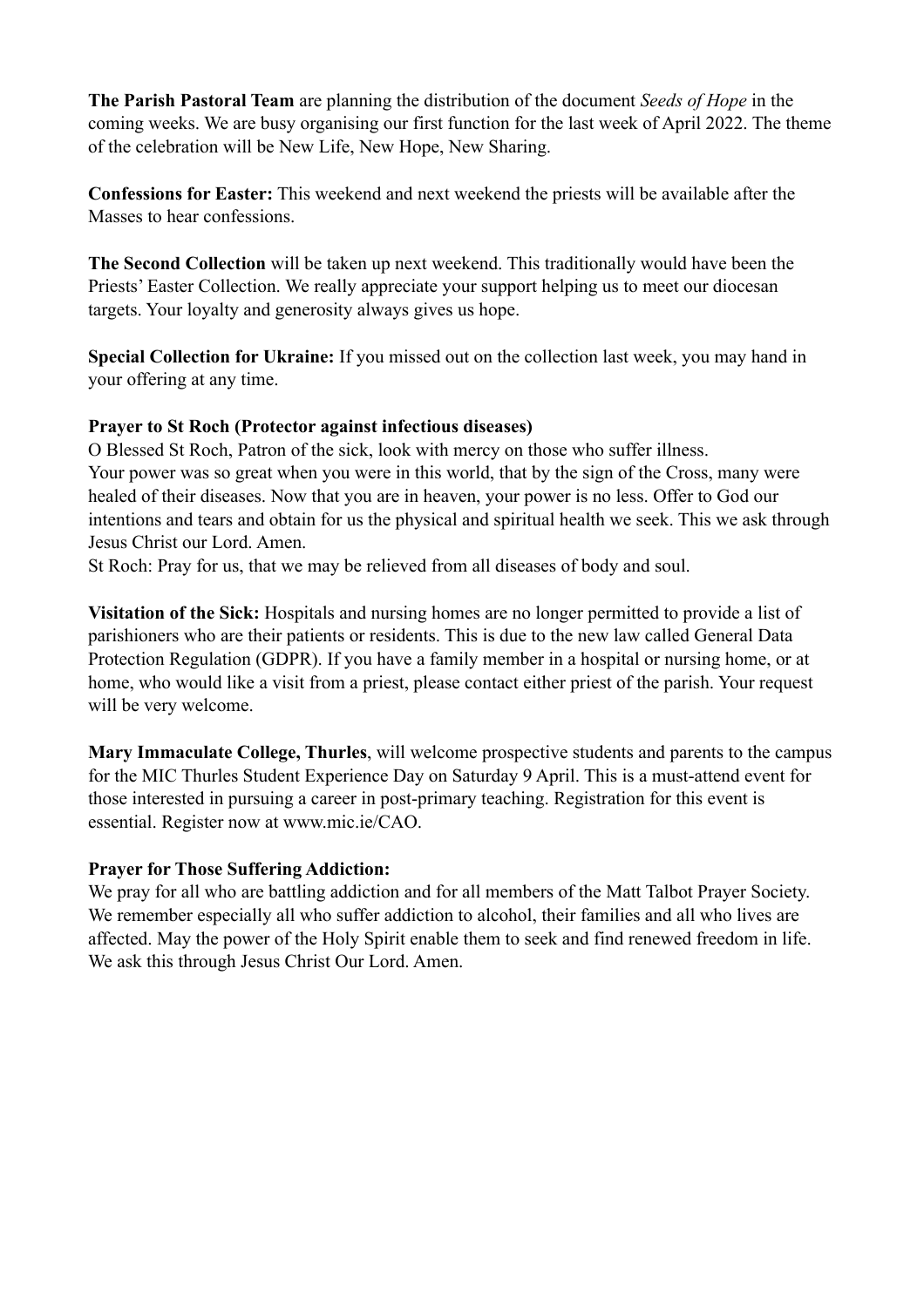**The Parish Pastoral Team** are planning the distribution of the document *Seeds of Hope* in the coming weeks. We are busy organising our first function for the last week of April 2022. The theme of the celebration will be New Life, New Hope, New Sharing.

**Confessions for Easter:** This weekend and next weekend the priests will be available after the Masses to hear confessions.

**The Second Collection** will be taken up next weekend. This traditionally would have been the Priests' Easter Collection. We really appreciate your support helping us to meet our diocesan targets. Your loyalty and generosity always gives us hope.

**Special Collection for Ukraine:** If you missed out on the collection last week, you may hand in your offering at any time.

**Prayer to St Roch (Protector against infectious diseases)**

O Blessed St Roch, Patron of the sick, look with mercy on those who suffer illness.
Your power was so great when you were in this world, that by the sign of the Cross, many were healed of their diseases. Now that you are in heaven, your power is no less. Offer to God our intentions and tears and obtain for us the physical and spiritual health we seek. This we ask through Jesus Christ our Lord. Amen.
St Roch: Pray for us, that we may be relieved from all diseases of body and soul.

**Visitation of the Sick:** Hospitals and nursing homes are no longer permitted to provide a list of parishioners who are their patients or residents. This is due to the new law called General Data Protection Regulation (GDPR). If you have a family member in a hospital or nursing home, or at home, who would like a visit from a priest, please contact either priest of the parish. Your request will be very welcome.

**Mary Immaculate College, Thurles**, will welcome prospective students and parents to the campus for the MIC Thurles Student Experience Day on Saturday 9 April. This is a must-attend event for those interested in pursuing a career in post-primary teaching. Registration for this event is essential. Register now at www.mic.ie/CAO.

**Prayer for Those Suffering Addiction:**

We pray for all who are battling addiction and for all members of the Matt Talbot Prayer Society. We remember especially all who suffer addiction to alcohol, their families and all who lives are affected. May the power of the Holy Spirit enable them to seek and find renewed freedom in life. We ask this through Jesus Christ Our Lord. Amen.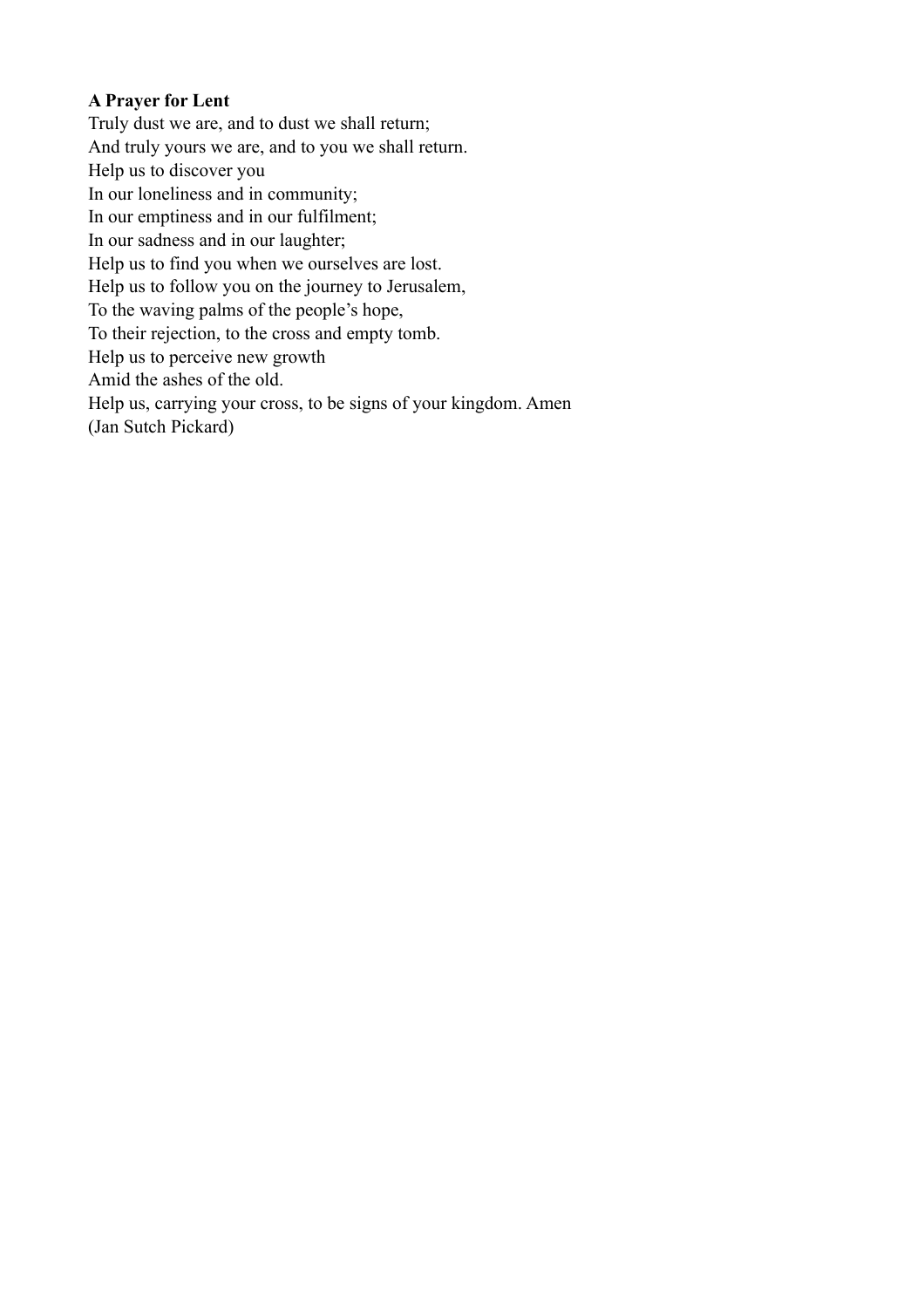**A Prayer for Lent**

Truly dust we are, and to dust we shall return;
And truly yours we are, and to you we shall return.
Help us to discover you
In our loneliness and in community;
In our emptiness and in our fulfilment;
In our sadness and in our laughter;
Help us to find you when we ourselves are lost.
Help us to follow you on the journey to Jerusalem,
To the waving palms of the people's hope,
To their rejection, to the cross and empty tomb.
Help us to perceive new growth
Amid the ashes of the old.
Help us, carrying your cross, to be signs of your kingdom. Amen
(Jan Sutch Pickard)